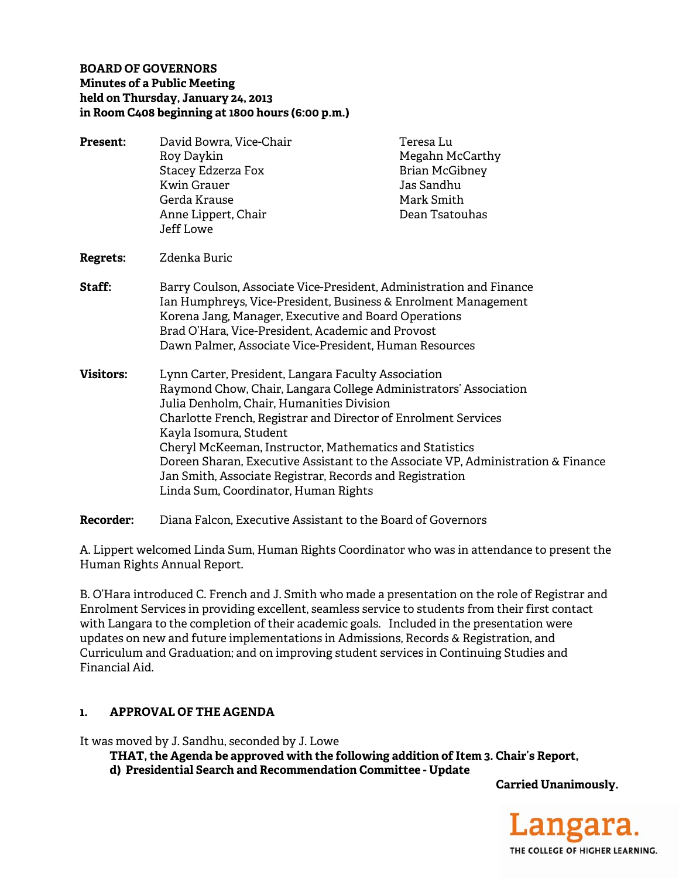**BOARD OF GOVERNORS**
**Minutes of a Public Meeting**
**held on Thursday, January 24, 2013**
**in Room C408 beginning at 1800 hours (6:00 p.m.)**

**Present:** David Bowra, Vice-Chair
Roy Daykin
Stacey Edzerza Fox
Kwin Grauer
Gerda Krause
Anne Lippert, Chair
Jeff Lowe
Teresa Lu
Megahn McCarthy
Brian McGibney
Jas Sandhu
Mark Smith
Dean Tsatouhas

**Regrets:** Zdenka Buric

**Staff:** Barry Coulson, Associate Vice-President, Administration and Finance
Ian Humphreys, Vice-President, Business & Enrolment Management
Korena Jang, Manager, Executive and Board Operations
Brad O'Hara, Vice-President, Academic and Provost
Dawn Palmer, Associate Vice-President, Human Resources

**Visitors:** Lynn Carter, President, Langara Faculty Association
Raymond Chow, Chair, Langara College Administrators' Association
Julia Denholm, Chair, Humanities Division
Charlotte French, Registrar and Director of Enrolment Services
Kayla Isomura, Student
Cheryl McKeeman, Instructor, Mathematics and Statistics
Doreen Sharan, Executive Assistant to the Associate VP, Administration & Finance
Jan Smith, Associate Registrar, Records and Registration
Linda Sum, Coordinator, Human Rights

**Recorder:** Diana Falcon, Executive Assistant to the Board of Governors

A. Lippert welcomed Linda Sum, Human Rights Coordinator who was in attendance to present the Human Rights Annual Report.

B. O'Hara introduced C. French and J. Smith who made a presentation on the role of Registrar and Enrolment Services in providing excellent, seamless service to students from their first contact with Langara to the completion of their academic goals. Included in the presentation were updates on new and future implementations in Admissions, Records & Registration, and Curriculum and Graduation; and on improving student services in Continuing Studies and Financial Aid.

## 1. APPROVAL OF THE AGENDA

It was moved by J. Sandhu, seconded by J. Lowe

**THAT, the Agenda be approved with the following addition of Item 3. Chair's Report, d) Presidential Search and Recommendation Committee - Update**

**Carried Unanimously.**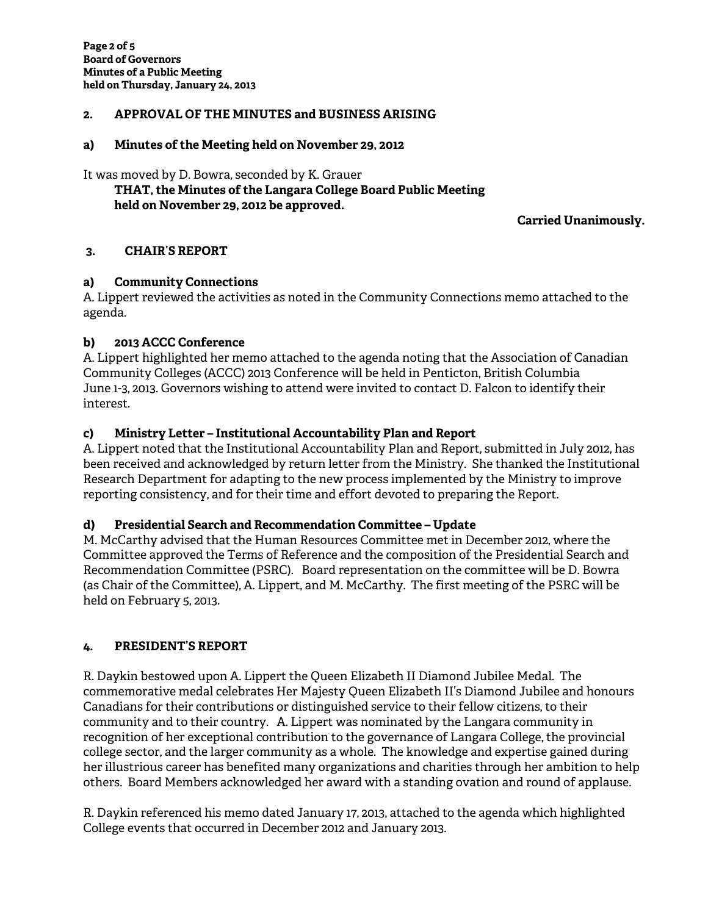## 2. APPROVAL OF THE MINUTES and BUSINESS ARISING

### a) Minutes of the Meeting held on November 29, 2012

It was moved by D. Bowra, seconded by K. Grauer

**THAT, the Minutes of the Langara College Board Public Meeting held on November 29, 2012 be approved.**

**Carried Unanimously.**

## 3. CHAIR'S REPORT

### a) Community Connections

A. Lippert reviewed the activities as noted in the Community Connections memo attached to the agenda.

### b) 2013 ACCC Conference

A. Lippert highlighted her memo attached to the agenda noting that the Association of Canadian Community Colleges (ACCC) 2013 Conference will be held in Penticton, British Columbia June 1-3, 2013. Governors wishing to attend were invited to contact D. Falcon to identify their interest.

### c) Ministry Letter – Institutional Accountability Plan and Report

A. Lippert noted that the Institutional Accountability Plan and Report, submitted in July 2012, has been received and acknowledged by return letter from the Ministry. She thanked the Institutional Research Department for adapting to the new process implemented by the Ministry to improve reporting consistency, and for their time and effort devoted to preparing the Report.

### d) Presidential Search and Recommendation Committee – Update

M. McCarthy advised that the Human Resources Committee met in December 2012, where the Committee approved the Terms of Reference and the composition of the Presidential Search and Recommendation Committee (PSRC). Board representation on the committee will be D. Bowra (as Chair of the Committee), A. Lippert, and M. McCarthy. The first meeting of the PSRC will be held on February 5, 2013.

## 4. PRESIDENT'S REPORT

R. Daykin bestowed upon A. Lippert the Queen Elizabeth II Diamond Jubilee Medal. The commemorative medal celebrates Her Majesty Queen Elizabeth II's Diamond Jubilee and honours Canadians for their contributions or distinguished service to their fellow citizens, to their community and to their country. A. Lippert was nominated by the Langara community in recognition of her exceptional contribution to the governance of Langara College, the provincial college sector, and the larger community as a whole. The knowledge and expertise gained during her illustrious career has benefited many organizations and charities through her ambition to help others. Board Members acknowledged her award with a standing ovation and round of applause.

R. Daykin referenced his memo dated January 17, 2013, attached to the agenda which highlighted College events that occurred in December 2012 and January 2013.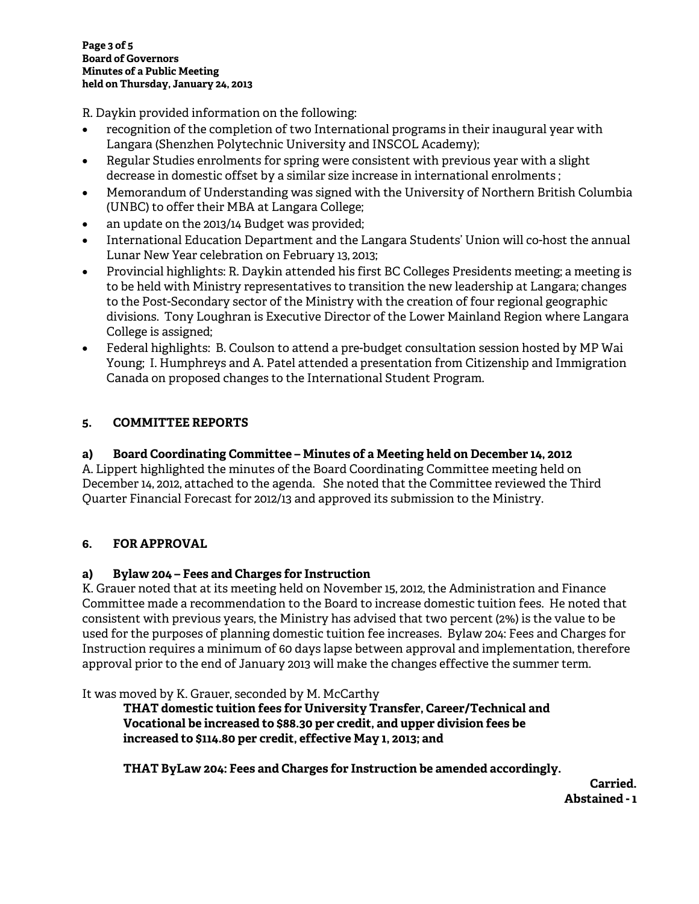R. Daykin provided information on the following:

- recognition of the completion of two International programs in their inaugural year with Langara (Shenzhen Polytechnic University and INSCOL Academy);
- Regular Studies enrolments for spring were consistent with previous year with a slight decrease in domestic offset by a similar size increase in international enrolments ;
- Memorandum of Understanding was signed with the University of Northern British Columbia (UNBC) to offer their MBA at Langara College;
- an update on the 2013/14 Budget was provided;
- International Education Department and the Langara Students' Union will co-host the annual Lunar New Year celebration on February 13, 2013;
- Provincial highlights: R. Daykin attended his first BC Colleges Presidents meeting; a meeting is to be held with Ministry representatives to transition the new leadership at Langara; changes to the Post-Secondary sector of the Ministry with the creation of four regional geographic divisions. Tony Loughran is Executive Director of the Lower Mainland Region where Langara College is assigned;
- Federal highlights: B. Coulson to attend a pre-budget consultation session hosted by MP Wai Young; I. Humphreys and A. Patel attended a presentation from Citizenship and Immigration Canada on proposed changes to the International Student Program.

## 5. COMMITTEE REPORTS

### a) Board Coordinating Committee – Minutes of a Meeting held on December 14, 2012

A. Lippert highlighted the minutes of the Board Coordinating Committee meeting held on December 14, 2012, attached to the agenda. She noted that the Committee reviewed the Third Quarter Financial Forecast for 2012/13 and approved its submission to the Ministry.

## 6. FOR APPROVAL

### a) Bylaw 204 – Fees and Charges for Instruction

K. Grauer noted that at its meeting held on November 15, 2012, the Administration and Finance Committee made a recommendation to the Board to increase domestic tuition fees. He noted that consistent with previous years, the Ministry has advised that two percent (2%) is the value to be used for the purposes of planning domestic tuition fee increases. Bylaw 204: Fees and Charges for Instruction requires a minimum of 60 days lapse between approval and implementation, therefore approval prior to the end of January 2013 will make the changes effective the summer term.

It was moved by K. Grauer, seconded by M. McCarthy

> **THAT domestic tuition fees for University Transfer, Career/Technical and Vocational be increased to $88.30 per credit, and upper division fees be increased to $114.80 per credit, effective May 1, 2013; and**
>
> **THAT ByLaw 204: Fees and Charges for Instruction be amended accordingly.**

**Carried.**
**Abstained - 1**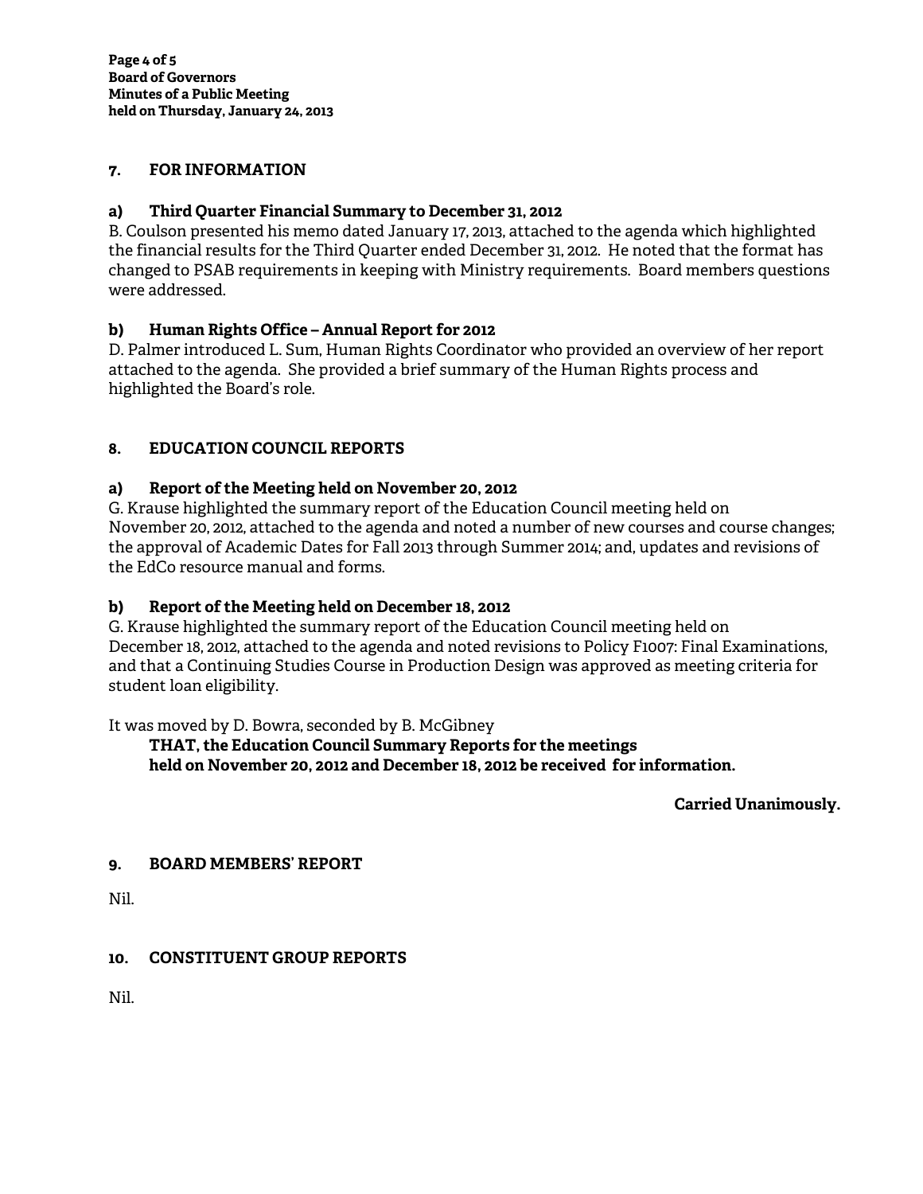## 7. FOR INFORMATION

### a) Third Quarter Financial Summary to December 31, 2012

B. Coulson presented his memo dated January 17, 2013, attached to the agenda which highlighted the financial results for the Third Quarter ended December 31, 2012. He noted that the format has changed to PSAB requirements in keeping with Ministry requirements. Board members questions were addressed.

### b) Human Rights Office – Annual Report for 2012

D. Palmer introduced L. Sum, Human Rights Coordinator who provided an overview of her report attached to the agenda. She provided a brief summary of the Human Rights process and highlighted the Board's role.

## 8. EDUCATION COUNCIL REPORTS

### a) Report of the Meeting held on November 20, 2012

G. Krause highlighted the summary report of the Education Council meeting held on November 20, 2012, attached to the agenda and noted a number of new courses and course changes; the approval of Academic Dates for Fall 2013 through Summer 2014; and, updates and revisions of the EdCo resource manual and forms.

### b) Report of the Meeting held on December 18, 2012

G. Krause highlighted the summary report of the Education Council meeting held on December 18, 2012, attached to the agenda and noted revisions to Policy F1007: Final Examinations, and that a Continuing Studies Course in Production Design was approved as meeting criteria for student loan eligibility.

It was moved by D. Bowra, seconded by B. McGibney

> **THAT, the Education Council Summary Reports for the meetings held on November 20, 2012 and December 18, 2012 be received for information.**

**Carried Unanimously.**

## 9. BOARD MEMBERS' REPORT

Nil.

## 10. CONSTITUENT GROUP REPORTS

Nil.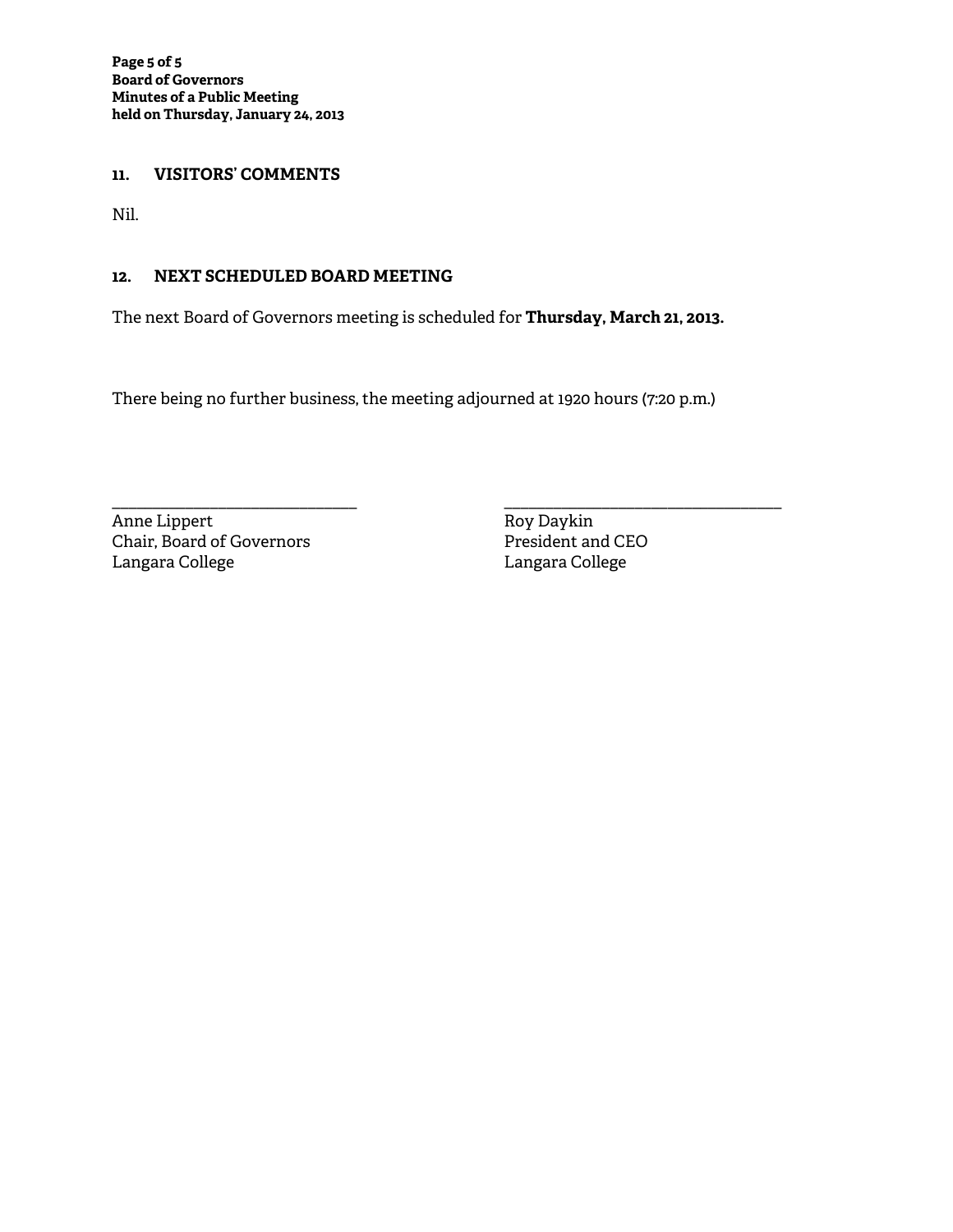## 11. VISITORS' COMMENTS

Nil.

## 12. NEXT SCHEDULED BOARD MEETING

The next Board of Governors meeting is scheduled for **Thursday, March 21, 2013.**

There being no further business, the meeting adjourned at 1920 hours (7:20 p.m.)

\_\_\_\_\_\_\_\_\_\_\_\_\_\_\_\_\_\_\_\_\_\_\_\_\_\_\_\_\_\_
Anne Lippert
Chair, Board of Governors
Langara College

\_\_\_\_\_\_\_\_\_\_\_\_\_\_\_\_\_\_\_\_\_\_\_\_\_\_\_\_\_\_
Roy Daykin
President and CEO
Langara College